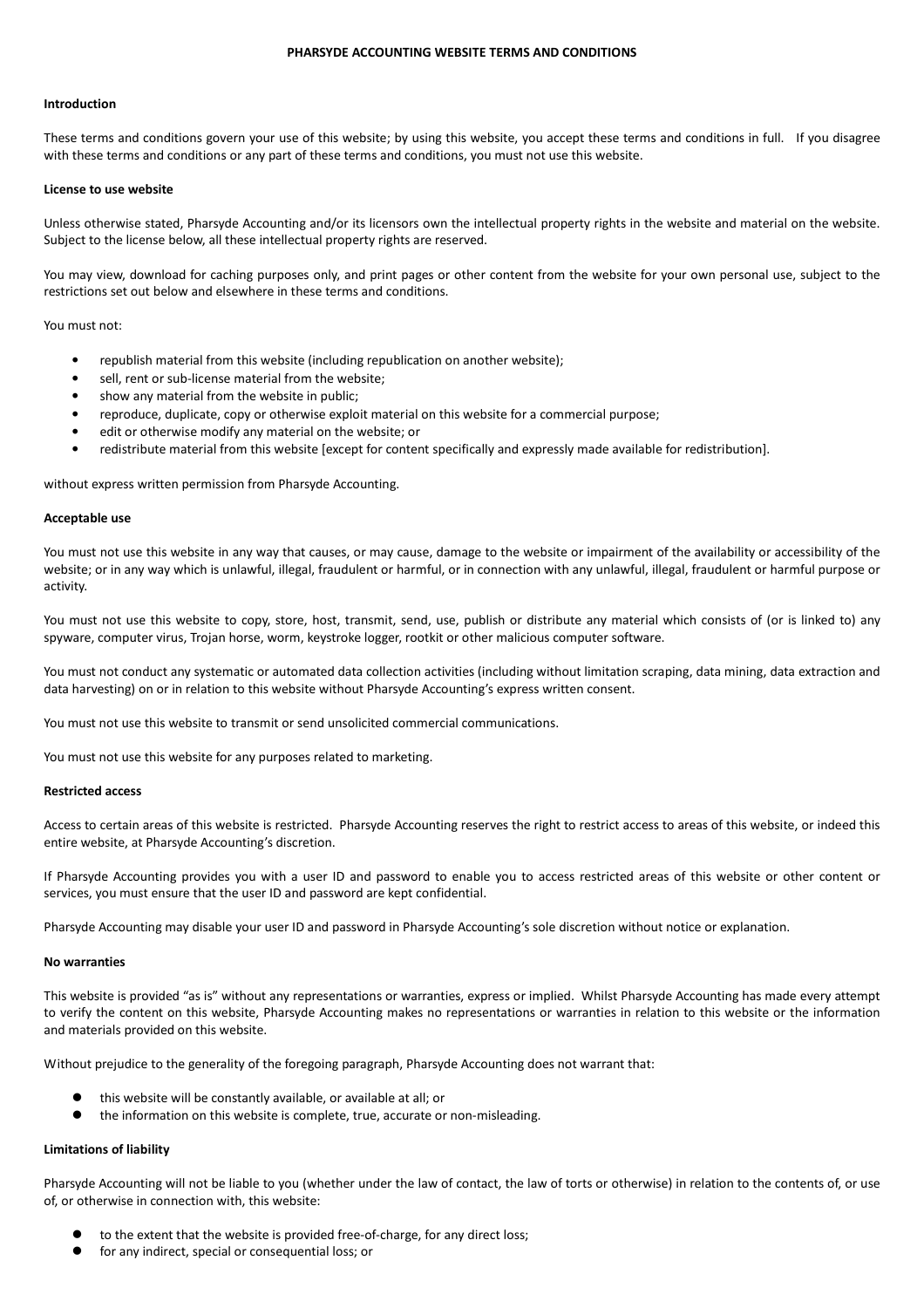# PHARSYDE ACCOUNTING WEBSITE TERMS AND CONDITIONS

**Introduction**

These terms and conditions govern your use of this website; by using this website, you accept these terms and conditions in full. If you disagree with these terms and conditions or any part of these terms and conditions, you must not use this website.

**License to use website**

Unless otherwise stated, Pharsyde Accounting and/or its licensors own the intellectual property rights in the website and material on the website. Subject to the license below, all these intellectual property rights are reserved.

You may view, download for caching purposes only, and print pages or other content from the website for your own personal use, subject to the restrictions set out below and elsewhere in these terms and conditions.

You must not:

- republish material from this website (including republication on another website);
- sell, rent or sub-license material from the website;
- show any material from the website in public;
- reproduce, duplicate, copy or otherwise exploit material on this website for a commercial purpose;
- edit or otherwise modify any material on the website; or
- redistribute material from this website [except for content specifically and expressly made available for redistribution].

without express written permission from Pharsyde Accounting.

**Acceptable use**

You must not use this website in any way that causes, or may cause, damage to the website or impairment of the availability or accessibility of the website; or in any way which is unlawful, illegal, fraudulent or harmful, or in connection with any unlawful, illegal, fraudulent or harmful purpose or activity.

You must not use this website to copy, store, host, transmit, send, use, publish or distribute any material which consists of (or is linked to) any spyware, computer virus, Trojan horse, worm, keystroke logger, rootkit or other malicious computer software.

You must not conduct any systematic or automated data collection activities (including without limitation scraping, data mining, data extraction and data harvesting) on or in relation to this website without Pharsyde Accounting's express written consent.

You must not use this website to transmit or send unsolicited commercial communications.

You must not use this website for any purposes related to marketing.

**Restricted access**

Access to certain areas of this website is restricted. Pharsyde Accounting reserves the right to restrict access to areas of this website, or indeed this entire website, at Pharsyde Accounting's discretion.

If Pharsyde Accounting provides you with a user ID and password to enable you to access restricted areas of this website or other content or services, you must ensure that the user ID and password are kept confidential.

Pharsyde Accounting may disable your user ID and password in Pharsyde Accounting's sole discretion without notice or explanation.

**No warranties**

This website is provided "as is" without any representations or warranties, express or implied. Whilst Pharsyde Accounting has made every attempt to verify the content on this website, Pharsyde Accounting makes no representations or warranties in relation to this website or the information and materials provided on this website.

Without prejudice to the generality of the foregoing paragraph, Pharsyde Accounting does not warrant that:

- this website will be constantly available, or available at all; or
- the information on this website is complete, true, accurate or non-misleading.

**Limitations of liability**

Pharsyde Accounting will not be liable to you (whether under the law of contact, the law of torts or otherwise) in relation to the contents of, or use of, or otherwise in connection with, this website:

- to the extent that the website is provided free-of-charge, for any direct loss;
- for any indirect, special or consequential loss; or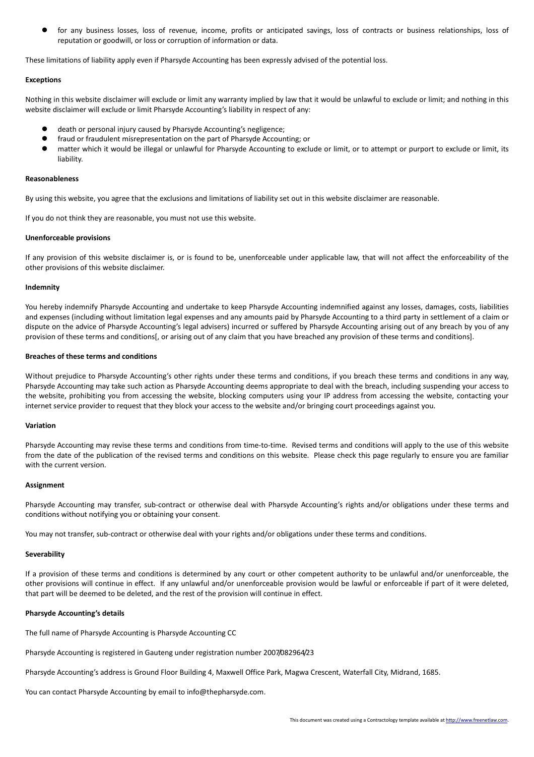- for any business losses, loss of revenue, income, profits or anticipated savings, loss of contracts or business relationships, loss of reputation or goodwill, or loss or corruption of information or data.

These limitations of liability apply even if Pharsyde Accounting has been expressly advised of the potential loss.

**Exceptions**

Nothing in this website disclaimer will exclude or limit any warranty implied by law that it would be unlawful to exclude or limit; and nothing in this website disclaimer will exclude or limit Pharsyde Accounting's liability in respect of any:

- death or personal injury caused by Pharsyde Accounting's negligence;
- fraud or fraudulent misrepresentation on the part of Pharsyde Accounting; or
- matter which it would be illegal or unlawful for Pharsyde Accounting to exclude or limit, or to attempt or purport to exclude or limit, its liability.

**Reasonableness**

By using this website, you agree that the exclusions and limitations of liability set out in this website disclaimer are reasonable.

If you do not think they are reasonable, you must not use this website.

**Unenforceable provisions**

If any provision of this website disclaimer is, or is found to be, unenforceable under applicable law, that will not affect the enforceability of the other provisions of this website disclaimer.

**Indemnity**

You hereby indemnify Pharsyde Accounting and undertake to keep Pharsyde Accounting indemnified against any losses, damages, costs, liabilities and expenses (including without limitation legal expenses and any amounts paid by Pharsyde Accounting to a third party in settlement of a claim or dispute on the advice of Pharsyde Accounting's legal advisers) incurred or suffered by Pharsyde Accounting arising out of any breach by you of any provision of these terms and conditions[, or arising out of any claim that you have breached any provision of these terms and conditions].

**Breaches of these terms and conditions**

Without prejudice to Pharsyde Accounting's other rights under these terms and conditions, if you breach these terms and conditions in any way, Pharsyde Accounting may take such action as Pharsyde Accounting deems appropriate to deal with the breach, including suspending your access to the website, prohibiting you from accessing the website, blocking computers using your IP address from accessing the website, contacting your internet service provider to request that they block your access to the website and/or bringing court proceedings against you.

**Variation**

Pharsyde Accounting may revise these terms and conditions from time-to-time. Revised terms and conditions will apply to the use of this website from the date of the publication of the revised terms and conditions on this website. Please check this page regularly to ensure you are familiar with the current version.

**Assignment**

Pharsyde Accounting may transfer, sub-contract or otherwise deal with Pharsyde Accounting's rights and/or obligations under these terms and conditions without notifying you or obtaining your consent.

You may not transfer, sub-contract or otherwise deal with your rights and/or obligations under these terms and conditions.

**Severability**

If a provision of these terms and conditions is determined by any court or other competent authority to be unlawful and/or unenforceable, the other provisions will continue in effect. If any unlawful and/or unenforceable provision would be lawful or enforceable if part of it were deleted, that part will be deemed to be deleted, and the rest of the provision will continue in effect.

**Pharsyde Accounting's details**

The full name of Pharsyde Accounting is Pharsyde Accounting CC

Pharsyde Accounting is registered in Gauteng under registration number 2007/082964/23

Pharsyde Accounting's address is Ground Floor Building 4, Maxwell Office Park, Magwa Crescent, Waterfall City, Midrand, 1685.

You can contact Pharsyde Accounting by email to info@thepharsyde.com.

This document was created using a Contractology template available at http://www.freenetlaw.com.